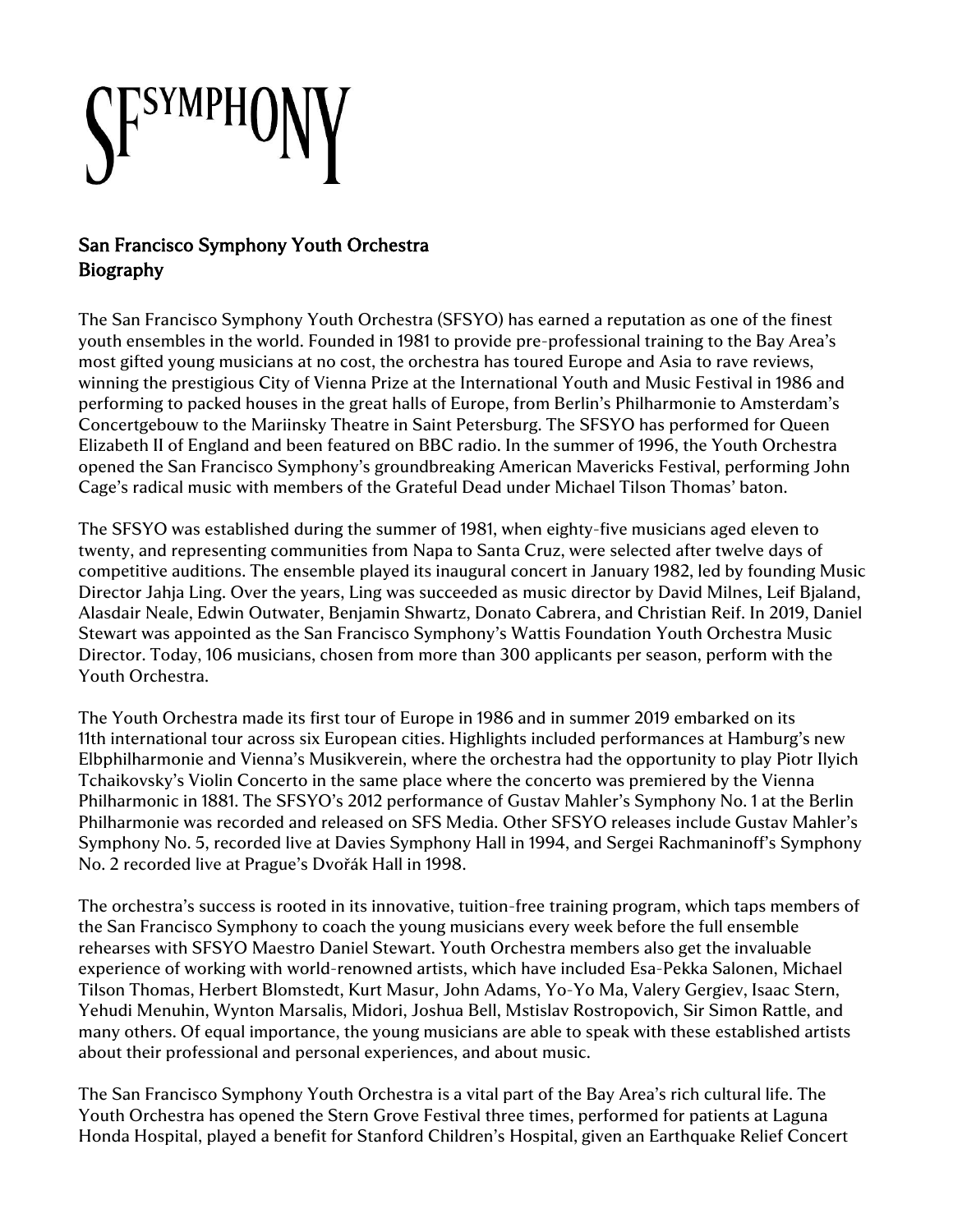SFSYMPHONY

## San Francisco Symphony Youth Orchestra
## Biography

The San Francisco Symphony Youth Orchestra (SFSYO) has earned a reputation as one of the finest youth ensembles in the world. Founded in 1981 to provide pre-professional training to the Bay Area's most gifted young musicians at no cost, the orchestra has toured Europe and Asia to rave reviews, winning the prestigious City of Vienna Prize at the International Youth and Music Festival in 1986 and performing to packed houses in the great halls of Europe, from Berlin's Philharmonie to Amsterdam's Concertgebouw to the Mariinsky Theatre in Saint Petersburg. The SFSYO has performed for Queen Elizabeth II of England and been featured on BBC radio. In the summer of 1996, the Youth Orchestra opened the San Francisco Symphony's groundbreaking American Mavericks Festival, performing John Cage's radical music with members of the Grateful Dead under Michael Tilson Thomas' baton.

The SFSYO was established during the summer of 1981, when eighty-five musicians aged eleven to twenty, and representing communities from Napa to Santa Cruz, were selected after twelve days of competitive auditions. The ensemble played its inaugural concert in January 1982, led by founding Music Director Jahja Ling. Over the years, Ling was succeeded as music director by David Milnes, Leif Bjaland, Alasdair Neale, Edwin Outwater, Benjamin Shwartz, Donato Cabrera, and Christian Reif. In 2019, Daniel Stewart was appointed as the San Francisco Symphony's Wattis Foundation Youth Orchestra Music Director. Today, 106 musicians, chosen from more than 300 applicants per season, perform with the Youth Orchestra.

The Youth Orchestra made its first tour of Europe in 1986 and in summer 2019 embarked on its 11th international tour across six European cities. Highlights included performances at Hamburg's new Elbphilharmonie and Vienna's Musikverein, where the orchestra had the opportunity to play Piotr Ilyich Tchaikovsky's Violin Concerto in the same place where the concerto was premiered by the Vienna Philharmonic in 1881. The SFSYO's 2012 performance of Gustav Mahler's Symphony No. 1 at the Berlin Philharmonie was recorded and released on SFS Media. Other SFSYO releases include Gustav Mahler's Symphony No. 5, recorded live at Davies Symphony Hall in 1994, and Sergei Rachmaninoff's Symphony No. 2 recorded live at Prague's Dvořák Hall in 1998.

The orchestra's success is rooted in its innovative, tuition-free training program, which taps members of the San Francisco Symphony to coach the young musicians every week before the full ensemble rehearses with SFSYO Maestro Daniel Stewart. Youth Orchestra members also get the invaluable experience of working with world-renowned artists, which have included Esa-Pekka Salonen, Michael Tilson Thomas, Herbert Blomstedt, Kurt Masur, John Adams, Yo-Yo Ma, Valery Gergiev, Isaac Stern, Yehudi Menuhin, Wynton Marsalis, Midori, Joshua Bell, Mstislav Rostropovich, Sir Simon Rattle, and many others. Of equal importance, the young musicians are able to speak with these established artists about their professional and personal experiences, and about music.

The San Francisco Symphony Youth Orchestra is a vital part of the Bay Area's rich cultural life. The Youth Orchestra has opened the Stern Grove Festival three times, performed for patients at Laguna Honda Hospital, played a benefit for Stanford Children's Hospital, given an Earthquake Relief Concert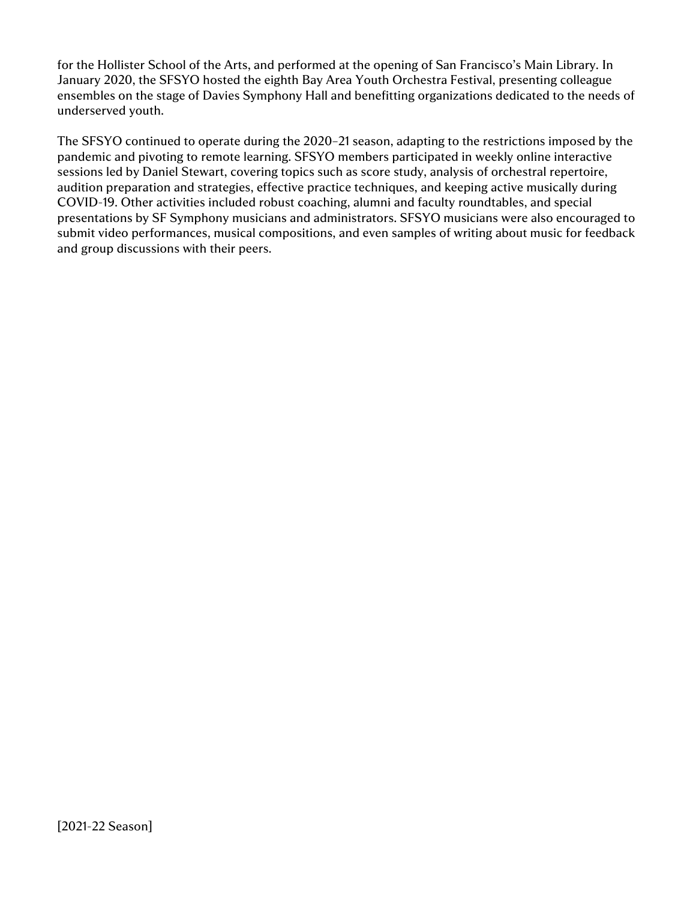for the Hollister School of the Arts, and performed at the opening of San Francisco's Main Library. In January 2020, the SFSYO hosted the eighth Bay Area Youth Orchestra Festival, presenting colleague ensembles on the stage of Davies Symphony Hall and benefitting organizations dedicated to the needs of underserved youth.

The SFSYO continued to operate during the 2020–21 season, adapting to the restrictions imposed by the pandemic and pivoting to remote learning. SFSYO members participated in weekly online interactive sessions led by Daniel Stewart, covering topics such as score study, analysis of orchestral repertoire, audition preparation and strategies, effective practice techniques, and keeping active musically during COVID-19. Other activities included robust coaching, alumni and faculty roundtables, and special presentations by SF Symphony musicians and administrators. SFSYO musicians were also encouraged to submit video performances, musical compositions, and even samples of writing about music for feedback and group discussions with their peers.

[2021-22 Season]